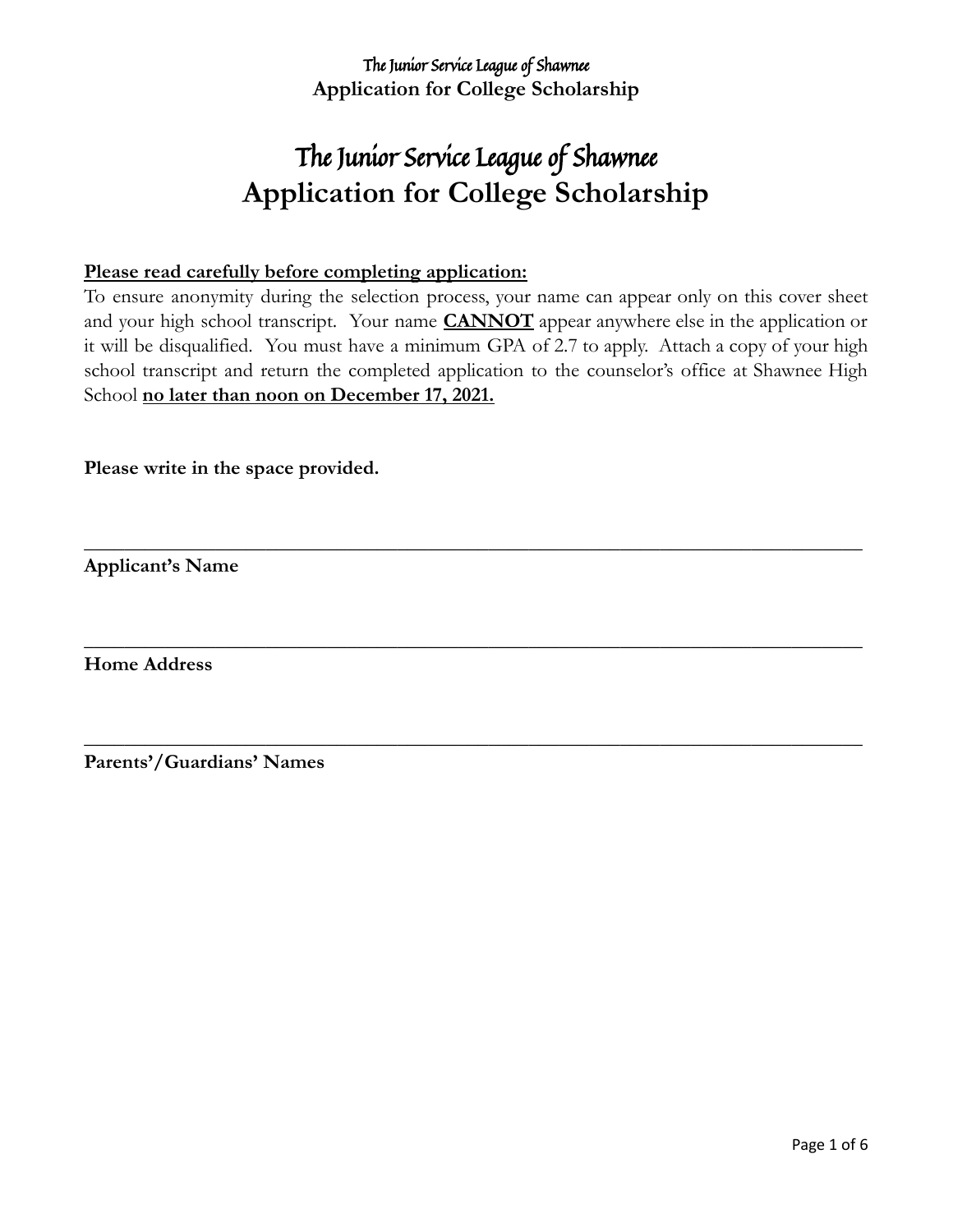# The Junior Service League of Shawnee
# Application for College Scholarship

**Please read carefully before completing application:**

To ensure anonymity during the selection process, your name can appear only on this cover sheet and your high school transcript. Your name **CANNOT** appear anywhere else in the application or it will be disqualified. You must have a minimum GPA of 2.7 to apply. Attach a copy of your high school transcript and return the completed application to the counselor's office at Shawnee High School **no later than noon on December 17, 2021.**

**Please write in the space provided.**

\_\_\_\_\_\_\_\_\_\_\_\_\_\_\_\_\_\_\_\_\_\_\_\_\_\_\_\_\_\_\_\_\_\_\_\_\_\_\_\_\_\_\_\_\_\_\_\_\_\_\_\_\_\_\_\_\_\_\_\_\_\_\_\_\_\_\_\_\_\_

**Applicant's Name**

\_\_\_\_\_\_\_\_\_\_\_\_\_\_\_\_\_\_\_\_\_\_\_\_\_\_\_\_\_\_\_\_\_\_\_\_\_\_\_\_\_\_\_\_\_\_\_\_\_\_\_\_\_\_\_\_\_\_\_\_\_\_\_\_\_\_\_\_\_\_

**Home Address**

\_\_\_\_\_\_\_\_\_\_\_\_\_\_\_\_\_\_\_\_\_\_\_\_\_\_\_\_\_\_\_\_\_\_\_\_\_\_\_\_\_\_\_\_\_\_\_\_\_\_\_\_\_\_\_\_\_\_\_\_\_\_\_\_\_\_\_\_\_\_

**Parents'/Guardians' Names**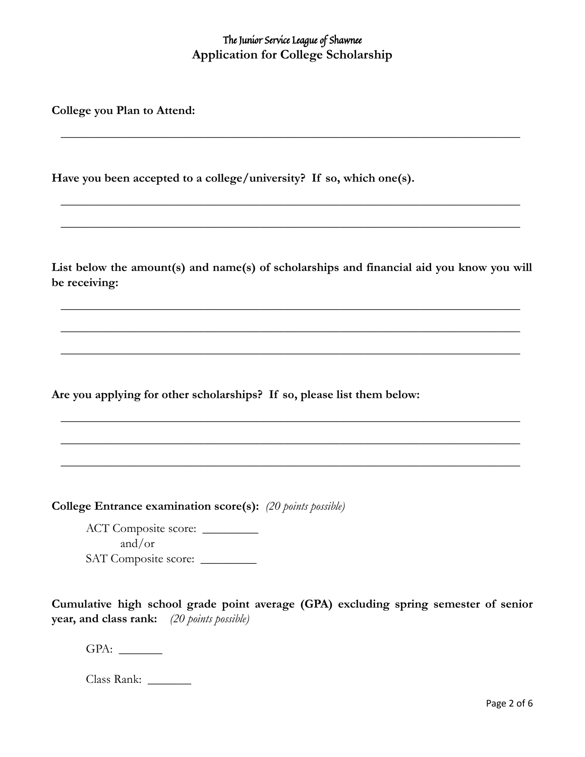The Junior Service League of Shawnee

**Application for College Scholarship**

**College you Plan to Attend:**

______________________________________________________________________________

**Have you been accepted to a college/university? If so, which one(s).**

______________________________________________________________________________

______________________________________________________________________________

**List below the amount(s) and name(s) of scholarships and financial aid you know you will be receiving:**

______________________________________________________________________________

______________________________________________________________________________

______________________________________________________________________________

**Are you applying for other scholarships? If so, please list them below:**

______________________________________________________________________________

______________________________________________________________________________

______________________________________________________________________________

**College Entrance examination score(s):** *(20 points possible)*

ACT Composite score: _________

and/or

SAT Composite score: _________

**Cumulative high school grade point average (GPA) excluding spring semester of senior year, and class rank:** *(20 points possible)*

GPA: _______

Class Rank: _______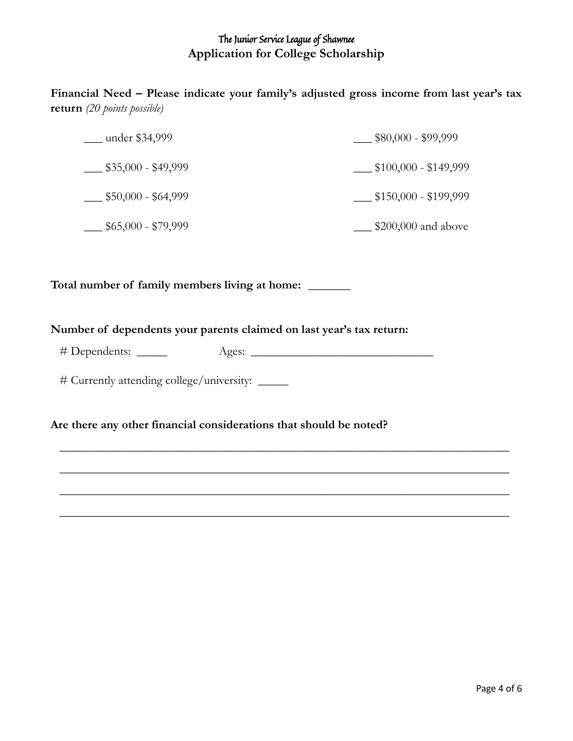The Junior Service League of Shawnee

**Application for College Scholarship**

**Financial Need – Please indicate your family's adjusted gross income from last year's tax return** *(20 points possible)*

___ under $34,999

___ $35,000 - $49,999

___ $50,000 - $64,999

___ $65,000 - $79,999

___ $80,000 - $99,999

___ $100,000 - $149,999

___ $150,000 - $199,999

___ $200,000 and above

**Total number of family members living at home:** _______

**Number of dependents your parents claimed on last year's tax return:**

# Dependents: _____ Ages: ______________________________

# Currently attending college/university: _____

**Are there any other financial considerations that should be noted?**

___________________________________________________________________________

___________________________________________________________________________

___________________________________________________________________________

___________________________________________________________________________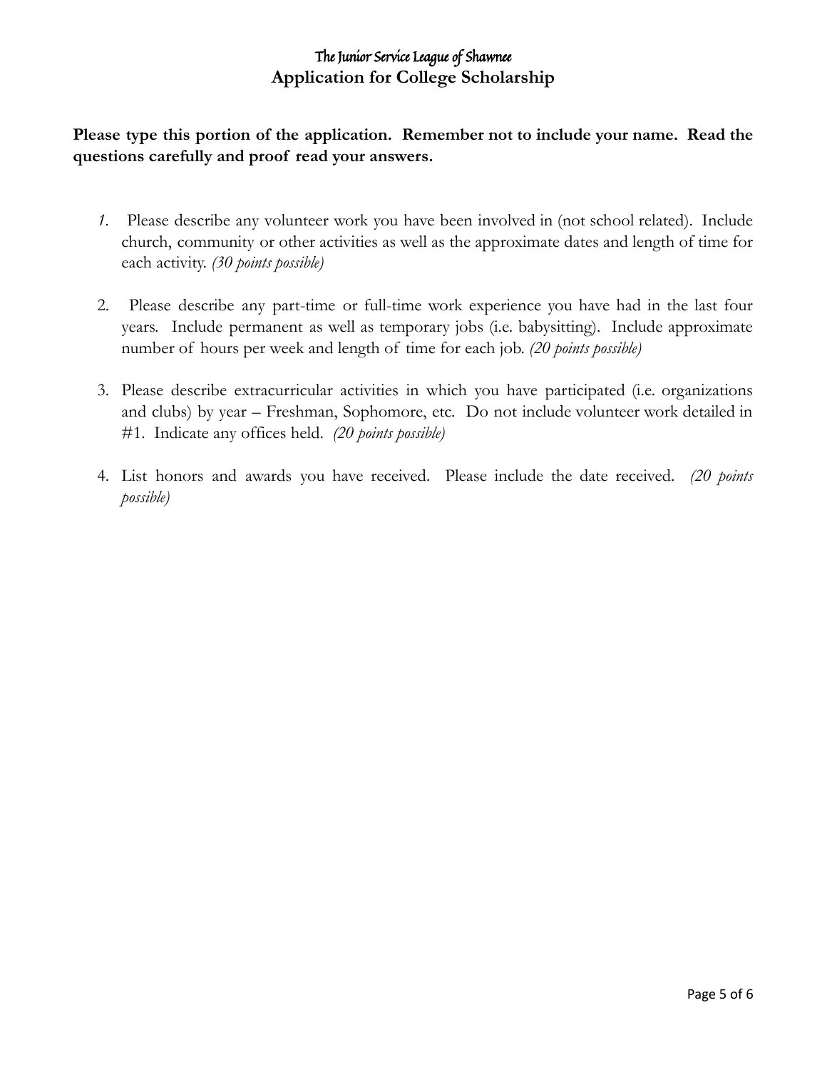# The Junior Service League of Shawnee

## Application for College Scholarship

**Please type this portion of the application. Remember not to include your name. Read the questions carefully and proof read your answers.**

1. Please describe any volunteer work you have been involved in (not school related). Include church, community or other activities as well as the approximate dates and length of time for each activity. *(30 points possible)*

2. Please describe any part-time or full-time work experience you have had in the last four years. Include permanent as well as temporary jobs (i.e. babysitting). Include approximate number of hours per week and length of time for each job. *(20 points possible)*

3. Please describe extracurricular activities in which you have participated (i.e. organizations and clubs) by year – Freshman, Sophomore, etc. Do not include volunteer work detailed in #1. Indicate any offices held. *(20 points possible)*

4. List honors and awards you have received. Please include the date received. *(20 points possible)*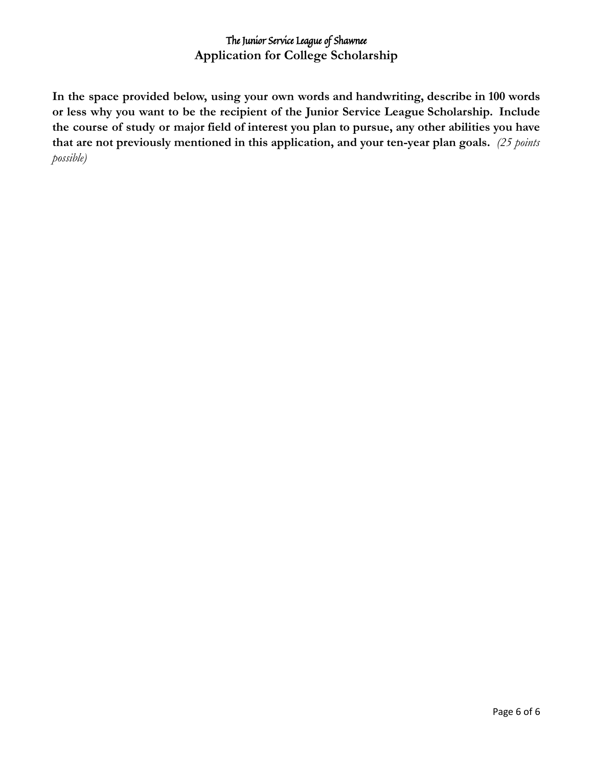# The Junior Service League of Shawnee
## Application for College Scholarship

**In the space provided below, using your own words and handwriting, describe in 100 words or less why you want to be the recipient of the Junior Service League Scholarship. Include the course of study or major field of interest you plan to pursue, any other abilities you have that are not previously mentioned in this application, and your ten-year plan goals.** *(25 points possible)*